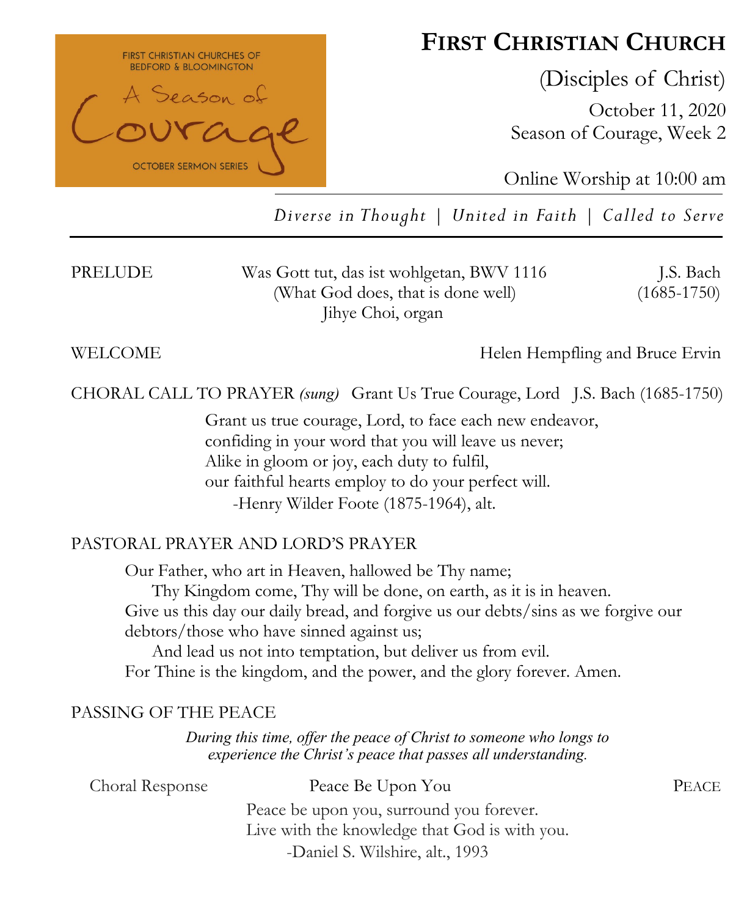FIRST CHRISTIAN CHURCHES OF BEDFORD & BLOOMINGTON

A Season of Courage

OCTOBER SERMON SERIES

# FIRST CHRISTIAN CHURCH

(Disciples of Christ)

October 11, 2020

Season of Courage, Week 2

Online Worship at 10:00 am

*Diverse in Thought | United in Faith | Called to Serve*

---

PRELUDE — Was Gott tut, das ist wohlgetan, BWV 1116 — J.S. Bach (1685-1750)
(What God does, that is done well)
Jihye Choi, organ

WELCOME — Helen Hempfling and Bruce Ervin

CHORAL CALL TO PRAYER *(sung)* — Grant Us True Courage, Lord — J.S. Bach (1685-1750)

Grant us true courage, Lord, to face each new endeavor,
confiding in your word that you will leave us never;
Alike in gloom or joy, each duty to fulfil,
our faithful hearts employ to do your perfect will.
-Henry Wilder Foote (1875-1964), alt.

PASTORAL PRAYER AND LORD'S PRAYER

Our Father, who art in Heaven, hallowed be Thy name;
Thy Kingdom come, Thy will be done, on earth, as it is in heaven.
Give us this day our daily bread, and forgive us our debts/sins as we forgive our debtors/those who have sinned against us;
And lead us not into temptation, but deliver us from evil.
For Thine is the kingdom, and the power, and the glory forever. Amen.

PASSING OF THE PEACE

*During this time, offer the peace of Christ to someone who longs to experience the Christ's peace that passes all understanding.*

Choral Response — Peace Be Upon You — PEACE

Peace be upon you, surround you forever.
Live with the knowledge that God is with you.
-Daniel S. Wilshire, alt., 1993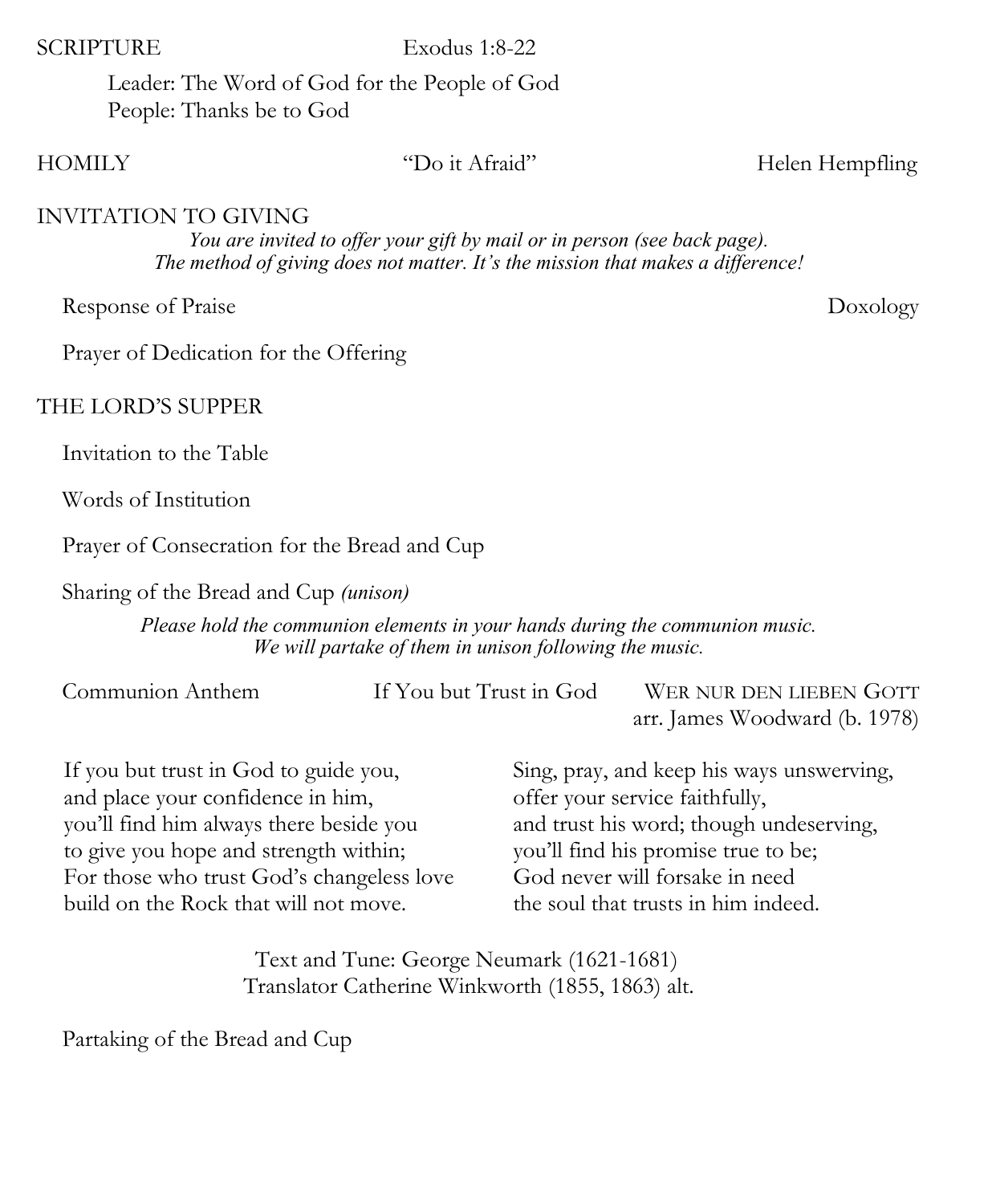SCRIPTURE Exodus 1:8-22

Leader: The Word of God for the People of God
People: Thanks be to God

HOMILY "Do it Afraid" Helen Hempfling

INVITATION TO GIVING

*You are invited to offer your gift by mail or in person (see back page).*
*The method of giving does not matter. It's the mission that makes a difference!*

Response of Praise Doxology

Prayer of Dedication for the Offering

THE LORD'S SUPPER

Invitation to the Table

Words of Institution

Prayer of Consecration for the Bread and Cup

Sharing of the Bread and Cup *(unison)*

*Please hold the communion elements in your hands during the communion music.*
*We will partake of them in unison following the music.*

Communion Anthem If You but Trust in God WER NUR DEN LIEBEN GOTT
arr. James Woodward (b. 1978)

If you but trust in God to guide you,
and place your confidence in him,
you'll find him always there beside you
to give you hope and strength within;
For those who trust God's changeless love
build on the Rock that will not move.

Sing, pray, and keep his ways unswerving,
offer your service faithfully,
and trust his word; though undeserving,
you'll find his promise true to be;
God never will forsake in need
the soul that trusts in him indeed.

Text and Tune: George Neumark (1621-1681)
Translator Catherine Winkworth (1855, 1863) alt.

Partaking of the Bread and Cup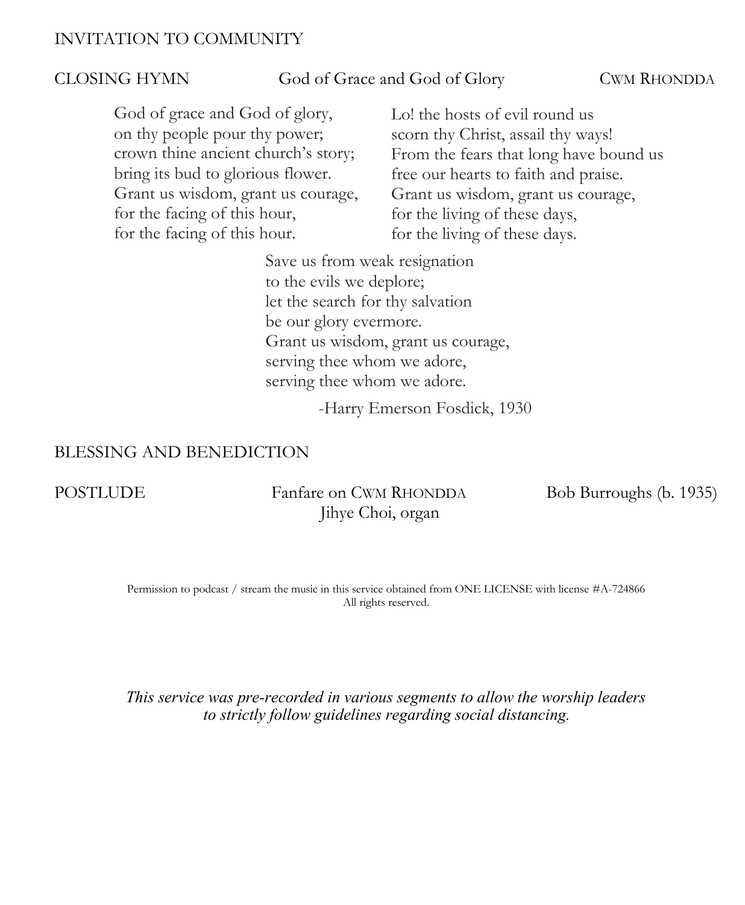INVITATION TO COMMUNITY

CLOSING HYMN — God of Grace and God of Glory — CWM RHONDDA

God of grace and God of glory,
on thy people pour thy power;
crown thine ancient church's story;
bring its bud to glorious flower.
Grant us wisdom, grant us courage,
for the facing of this hour,
for the facing of this hour.

Lo! the hosts of evil round us
scorn thy Christ, assail thy ways!
From the fears that long have bound us
free our hearts to faith and praise.
Grant us wisdom, grant us courage,
for the living of these days,
for the living of these days.

Save us from weak resignation
to the evils we deplore;
let the search for thy salvation
be our glory evermore.
Grant us wisdom, grant us courage,
serving thee whom we adore,
serving thee whom we adore.

-Harry Emerson Fosdick, 1930

BLESSING AND BENEDICTION

POSTLUDE — Fanfare on CWM RHONDDA — Bob Burroughs (b. 1935)
Jihye Choi, organ

Permission to podcast / stream the music in this service obtained from ONE LICENSE with license #A-724866
All rights reserved.

*This service was pre-recorded in various segments to allow the worship leaders to strictly follow guidelines regarding social distancing.*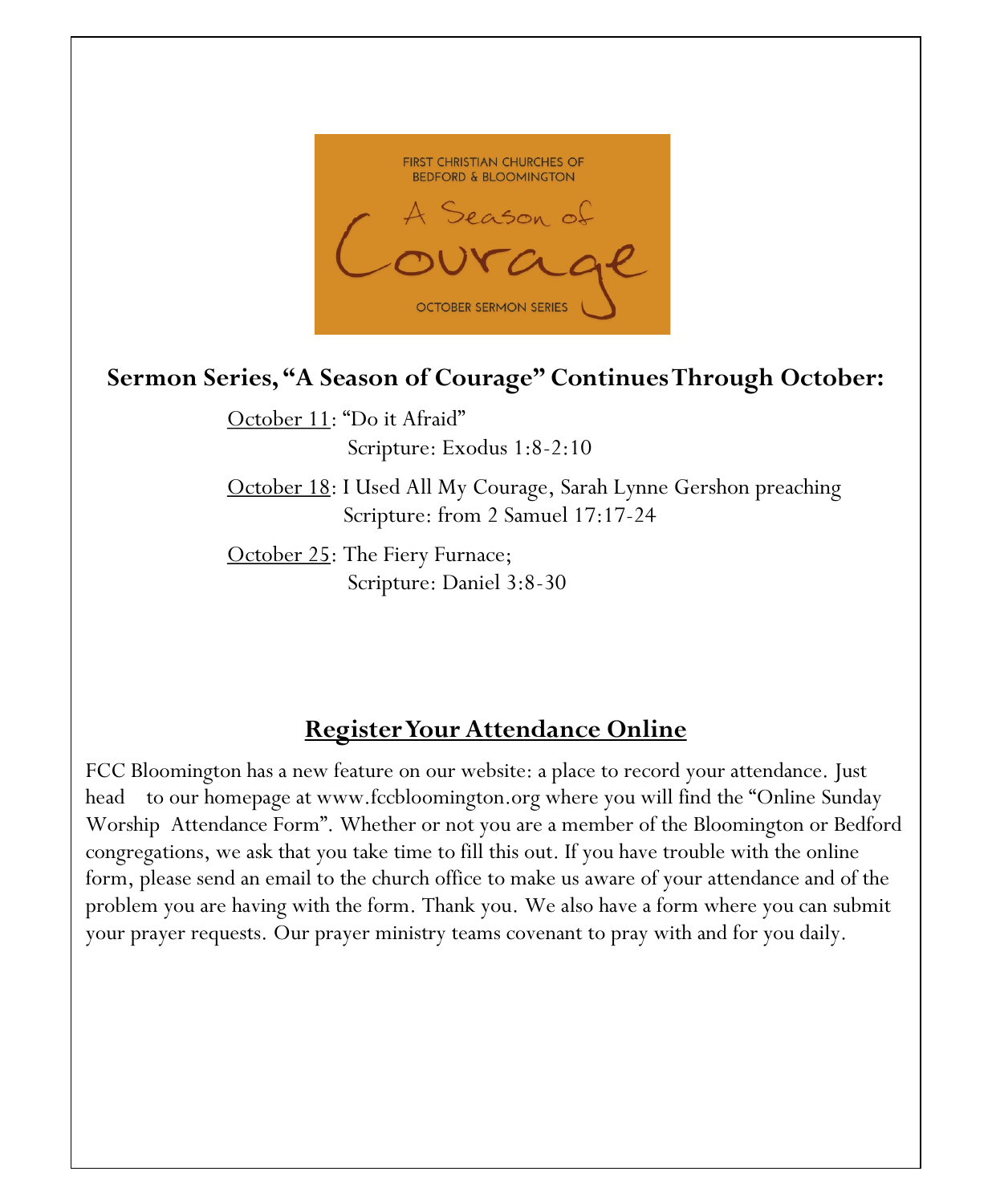FIRST CHRISTIAN CHURCHES OF BEDFORD & BLOOMINGTON

A Season of Courage

OCTOBER SERMON SERIES

## Sermon Series, "A Season of Courage" Continues Through October:

October 11: "Do it Afraid"
Scripture: Exodus 1:8-2:10

October 18: I Used All My Courage, Sarah Lynne Gershon preaching
Scripture: from 2 Samuel 17:17-24

October 25: The Fiery Furnace;
Scripture: Daniel 3:8-30

## Register Your Attendance Online

FCC Bloomington has a new feature on our website: a place to record your attendance. Just head to our homepage at www.fccbloomington.org where you will find the "Online Sunday Worship Attendance Form". Whether or not you are a member of the Bloomington or Bedford congregations, we ask that you take time to fill this out. If you have trouble with the online form, please send an email to the church office to make us aware of your attendance and of the problem you are having with the form. Thank you. We also have a form where you can submit your prayer requests. Our prayer ministry teams covenant to pray with and for you daily.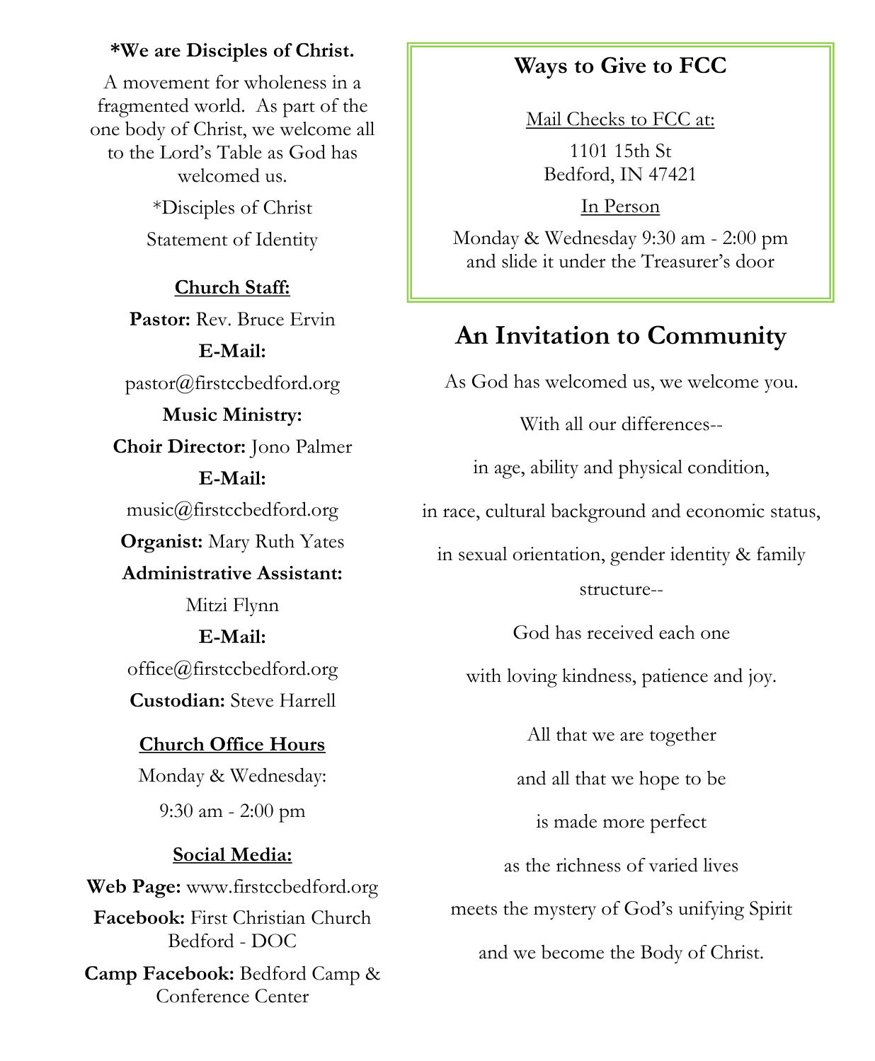**\*We are Disciples of Christ.**

A movement for wholeness in a fragmented world. As part of the one body of Christ, we welcome all to the Lord's Table as God has welcomed us.

\*Disciples of Christ

Statement of Identity

**Church Staff:**

**Pastor:** Rev. Bruce Ervin

**E-Mail:**

pastor@firstccbedford.org

**Music Ministry:**

**Choir Director:** Jono Palmer

**E-Mail:**

music@firstccbedford.org

**Organist:** Mary Ruth Yates

**Administrative Assistant:**

Mitzi Flynn

**E-Mail:**

office@firstccbedford.org

**Custodian:** Steve Harrell

**Church Office Hours**

Monday & Wednesday:

9:30 am - 2:00 pm

**Social Media:**

**Web Page:** www.firstccbedford.org

**Facebook:** First Christian Church Bedford - DOC

**Camp Facebook:** Bedford Camp & Conference Center

## Ways to Give to FCC

Mail Checks to FCC at:

1101 15th St
Bedford, IN 47421

In Person

Monday & Wednesday 9:30 am - 2:00 pm
and slide it under the Treasurer's door

## An Invitation to Community

As God has welcomed us, we welcome you.

With all our differences--

in age, ability and physical condition,

in race, cultural background and economic status,

in sexual orientation, gender identity & family structure--

God has received each one

with loving kindness, patience and joy.

All that we are together

and all that we hope to be

is made more perfect

as the richness of varied lives

meets the mystery of God's unifying Spirit

and we become the Body of Christ.